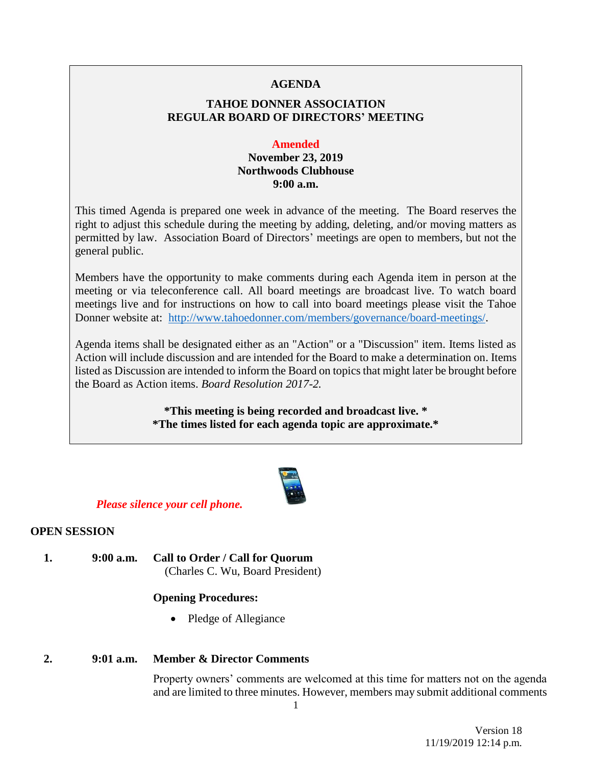# AGENDA

## TAHOE DONNER ASSOCIATION
## REGULAR BOARD OF DIRECTORS' MEETING

**Amended**
**November 23, 2019**
**Northwoods Clubhouse**
**9:00 a.m.**

This timed Agenda is prepared one week in advance of the meeting. The Board reserves the right to adjust this schedule during the meeting by adding, deleting, and/or moving matters as permitted by law. Association Board of Directors' meetings are open to members, but not the general public.

Members have the opportunity to make comments during each Agenda item in person at the meeting or via teleconference call. All board meetings are broadcast live. To watch board meetings live and for instructions on how to call into board meetings please visit the Tahoe Donner website at: http://www.tahoedonner.com/members/governance/board-meetings/.

Agenda items shall be designated either as an "Action" or a "Discussion" item. Items listed as Action will include discussion and are intended for the Board to make a determination on. Items listed as Discussion are intended to inform the Board on topics that might later be brought before the Board as Action items. *Board Resolution 2017-2.*

**\*This meeting is being recorded and broadcast live. \***
**\*The times listed for each agenda topic are approximate.\***

***Please silence your cell phone.***

## OPEN SESSION

1. **9:00 a.m. Call to Order / Call for Quorum**
   (Charles C. Wu, Board President)

   **Opening Procedures:**

   - Pledge of Allegiance

2. **9:01 a.m. Member & Director Comments**

   Property owners' comments are welcomed at this time for matters not on the agenda and are limited to three minutes. However, members may submit additional comments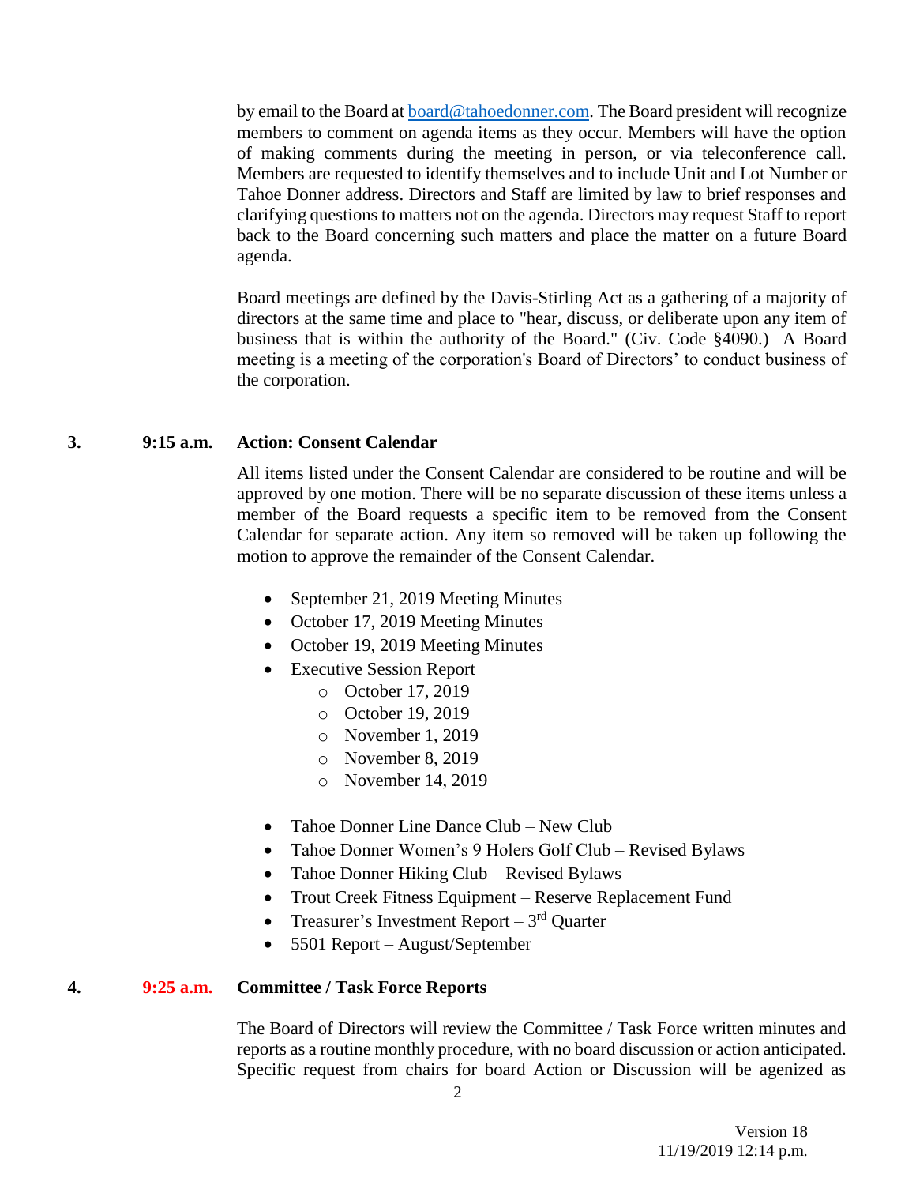by email to the Board at board@tahoedonner.com. The Board president will recognize members to comment on agenda items as they occur. Members will have the option of making comments during the meeting in person, or via teleconference call. Members are requested to identify themselves and to include Unit and Lot Number or Tahoe Donner address. Directors and Staff are limited by law to brief responses and clarifying questions to matters not on the agenda. Directors may request Staff to report back to the Board concerning such matters and place the matter on a future Board agenda.

Board meetings are defined by the Davis-Stirling Act as a gathering of a majority of directors at the same time and place to "hear, discuss, or deliberate upon any item of business that is within the authority of the Board." (Civ. Code §4090.) A Board meeting is a meeting of the corporation's Board of Directors' to conduct business of the corporation.

**3. 9:15 a.m. Action: Consent Calendar**

All items listed under the Consent Calendar are considered to be routine and will be approved by one motion. There will be no separate discussion of these items unless a member of the Board requests a specific item to be removed from the Consent Calendar for separate action. Any item so removed will be taken up following the motion to approve the remainder of the Consent Calendar.

- September 21, 2019 Meeting Minutes
- October 17, 2019 Meeting Minutes
- October 19, 2019 Meeting Minutes
- Executive Session Report
  - October 17, 2019
  - October 19, 2019
  - November 1, 2019
  - November 8, 2019
  - November 14, 2019
- Tahoe Donner Line Dance Club – New Club
- Tahoe Donner Women's 9 Holers Golf Club – Revised Bylaws
- Tahoe Donner Hiking Club – Revised Bylaws
- Trout Creek Fitness Equipment – Reserve Replacement Fund
- Treasurer's Investment Report – 3rd Quarter
- 5501 Report – August/September

**4. 9:25 a.m. Committee / Task Force Reports**

The Board of Directors will review the Committee / Task Force written minutes and reports as a routine monthly procedure, with no board discussion or action anticipated. Specific request from chairs for board Action or Discussion will be agenized as

Version 18
11/19/2019 12:14 p.m.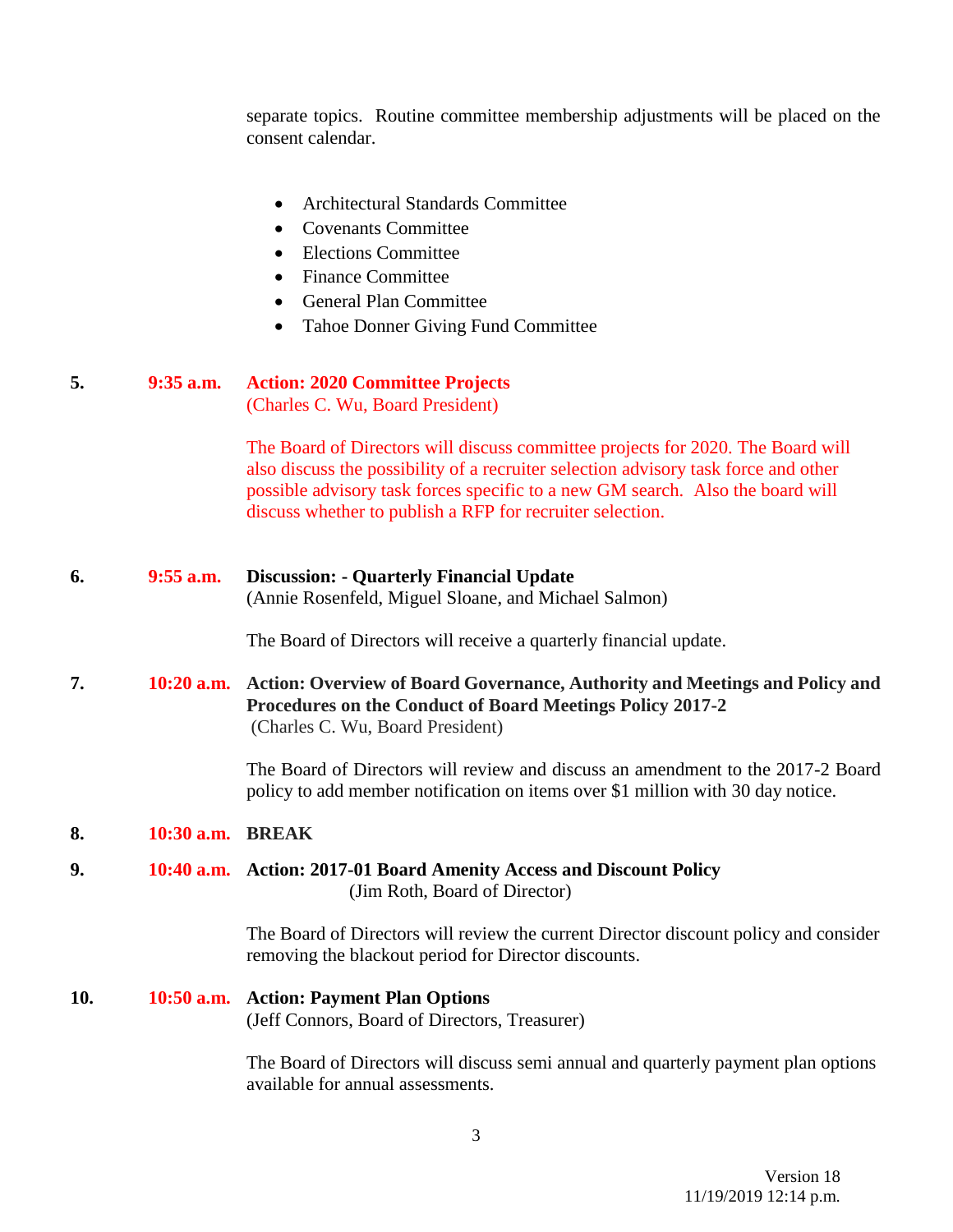separate topics. Routine committee membership adjustments will be placed on the consent calendar.

- Architectural Standards Committee
- Covenants Committee
- Elections Committee
- Finance Committee
- General Plan Committee
- Tahoe Donner Giving Fund Committee

**5. 9:35 a.m. Action: 2020 Committee Projects**
(Charles C. Wu, Board President)

The Board of Directors will discuss committee projects for 2020. The Board will also discuss the possibility of a recruiter selection advisory task force and other possible advisory task forces specific to a new GM search. Also the board will discuss whether to publish a RFP for recruiter selection.

**6. 9:55 a.m. Discussion: - Quarterly Financial Update**
(Annie Rosenfeld, Miguel Sloane, and Michael Salmon)

The Board of Directors will receive a quarterly financial update.

**7. 10:20 a.m. Action: Overview of Board Governance, Authority and Meetings and Policy and Procedures on the Conduct of Board Meetings Policy 2017-2**
(Charles C. Wu, Board President)

The Board of Directors will review and discuss an amendment to the 2017-2 Board policy to add member notification on items over $1 million with 30 day notice.

**8. 10:30 a.m. BREAK**

**9. 10:40 a.m. Action: 2017-01 Board Amenity Access and Discount Policy**
(Jim Roth, Board of Director)

The Board of Directors will review the current Director discount policy and consider removing the blackout period for Director discounts.

**10. 10:50 a.m. Action: Payment Plan Options**
(Jeff Connors, Board of Directors, Treasurer)

The Board of Directors will discuss semi annual and quarterly payment plan options available for annual assessments.

Version 18
11/19/2019 12:14 p.m.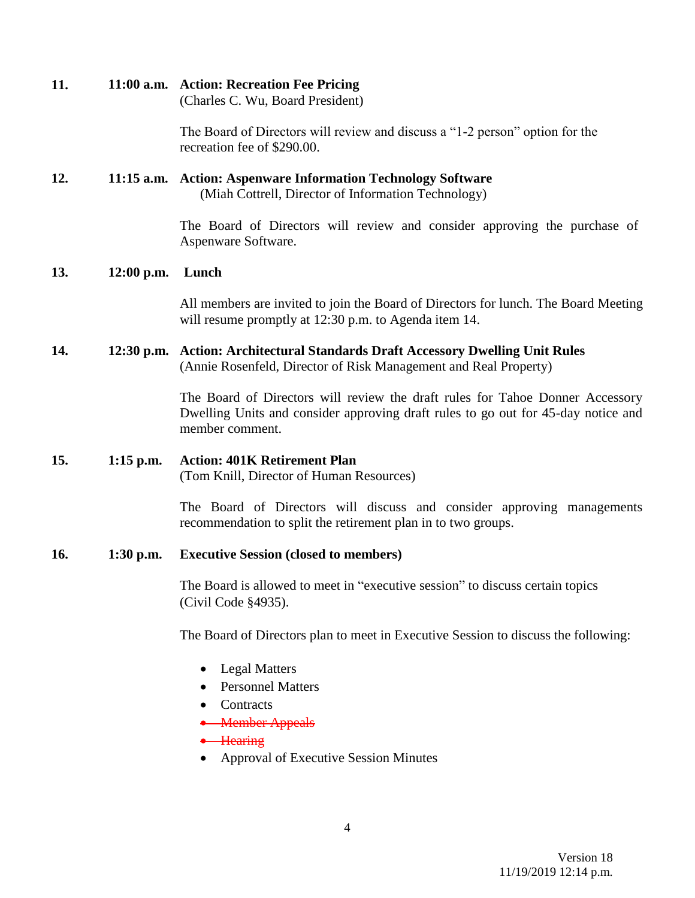**11.** **11:00 a.m.** **Action: Recreation Fee Pricing**
(Charles C. Wu, Board President)

The Board of Directors will review and discuss a "1-2 person" option for the recreation fee of $290.00.

**12.** **11:15 a.m.** **Action: Aspenware Information Technology Software**
(Miah Cottrell, Director of Information Technology)

The Board of Directors will review and consider approving the purchase of Aspenware Software.

**13.** **12:00 p.m.** **Lunch**

All members are invited to join the Board of Directors for lunch. The Board Meeting will resume promptly at 12:30 p.m. to Agenda item 14.

**14.** **12:30 p.m.** **Action: Architectural Standards Draft Accessory Dwelling Unit Rules**
(Annie Rosenfeld, Director of Risk Management and Real Property)

The Board of Directors will review the draft rules for Tahoe Donner Accessory Dwelling Units and consider approving draft rules to go out for 45-day notice and member comment.

**15.** **1:15 p.m.** **Action: 401K Retirement Plan**
(Tom Knill, Director of Human Resources)

The Board of Directors will discuss and consider approving managements recommendation to split the retirement plan in to two groups.

**16.** **1:30 p.m.** **Executive Session (closed to members)**

The Board is allowed to meet in "executive session" to discuss certain topics (Civil Code §4935).

The Board of Directors plan to meet in Executive Session to discuss the following:

- Legal Matters
- Personnel Matters
- Contracts
- ~~Member Appeals~~
- ~~Hearing~~
- Approval of Executive Session Minutes

Version 18
11/19/2019 12:14 p.m.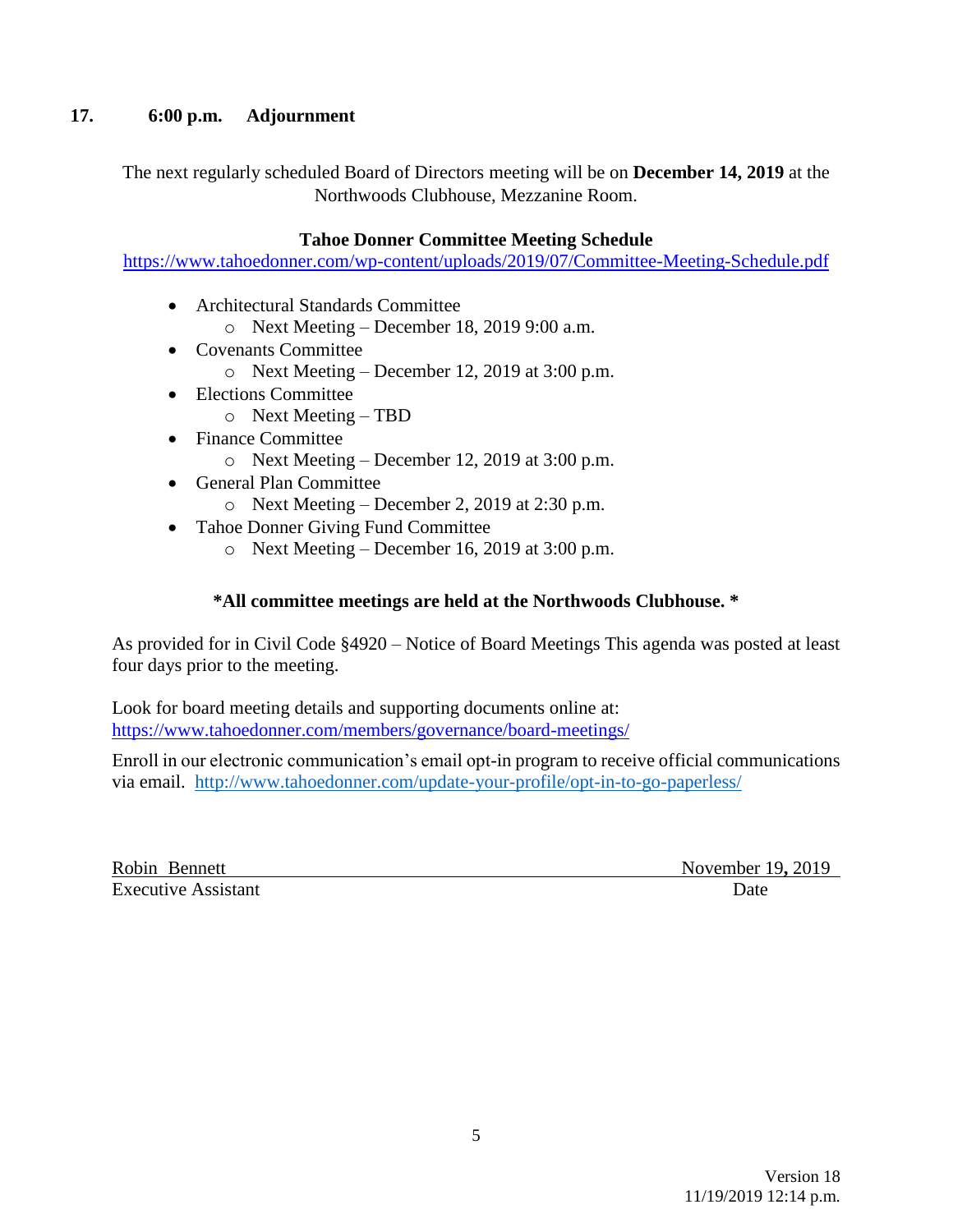**17. 6:00 p.m. Adjournment**

The next regularly scheduled Board of Directors meeting will be on **December 14, 2019** at the Northwoods Clubhouse, Mezzanine Room.

**Tahoe Donner Committee Meeting Schedule**

https://www.tahoedonner.com/wp-content/uploads/2019/07/Committee-Meeting-Schedule.pdf

- Architectural Standards Committee
  - Next Meeting – December 18, 2019 9:00 a.m.
- Covenants Committee
  - Next Meeting – December 12, 2019 at 3:00 p.m.
- Elections Committee
  - Next Meeting – TBD
- Finance Committee
  - Next Meeting – December 12, 2019 at 3:00 p.m.
- General Plan Committee
  - Next Meeting – December 2, 2019 at 2:30 p.m.
- Tahoe Donner Giving Fund Committee
  - Next Meeting – December 16, 2019 at 3:00 p.m.

**\*All committee meetings are held at the Northwoods Clubhouse. \***

As provided for in Civil Code §4920 – Notice of Board Meetings This agenda was posted at least four days prior to the meeting.

Look for board meeting details and supporting documents online at:
https://www.tahoedonner.com/members/governance/board-meetings/

Enroll in our electronic communication's email opt-in program to receive official communications via email. http://www.tahoedonner.com/update-your-profile/opt-in-to-go-paperless/

Robin Bennett — November 19, 2019
Executive Assistant — Date

Version 18
11/19/2019 12:14 p.m.